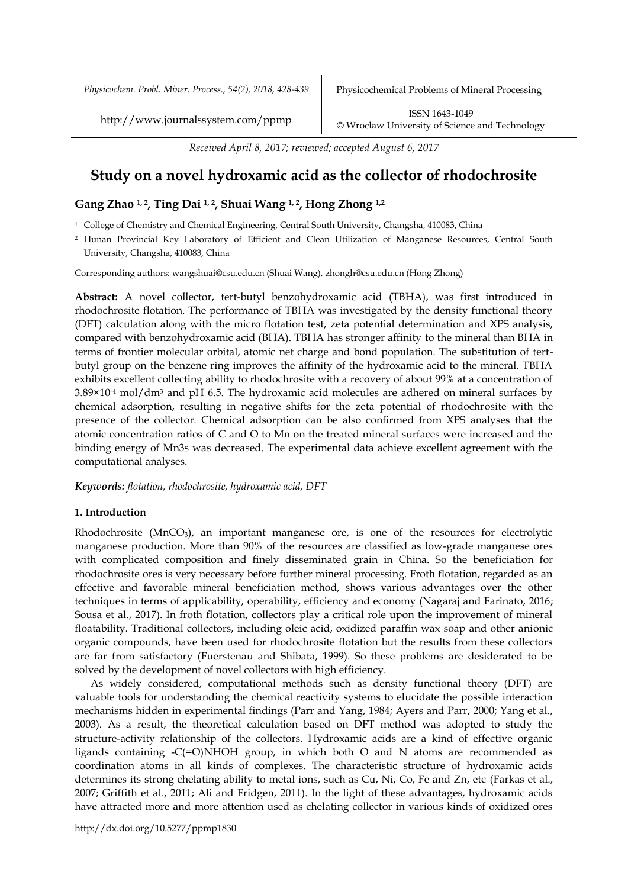*Received April 8, 2017; reviewed; accepted August 6, 2017*

# Study on a novel hydroxamic acid as the collector of rhodochrosite

**Gang Zhao [1, 2], Ting Dai [1, 2], Shuai Wang [1, 2], Hong Zhong [1,2]**

[1] College of Chemistry and Chemical Engineering, Central South University, Changsha, 410083, China

[2] Hunan Provincial Key Laboratory of Efficient and Clean Utilization of Manganese Resources, Central South University, Changsha, 410083, China

Corresponding authors: wangshuai@csu.edu.cn (Shuai Wang), zhongh@csu.edu.cn (Hong Zhong)

**Abstract:** A novel collector, tert-butyl benzohydroxamic acid (TBHA), was first introduced in rhodochrosite flotation. The performance of TBHA was investigated by the density functional theory (DFT) calculation along with the micro flotation test, zeta potential determination and XPS analysis, compared with benzohydroxamic acid (BHA). TBHA has stronger affinity to the mineral than BHA in terms of frontier molecular orbital, atomic net charge and bond population. The substitution of tert-butyl group on the benzene ring improves the affinity of the hydroxamic acid to the mineral. TBHA exhibits excellent collecting ability to rhodochrosite with a recovery of about 99% at a concentration of $3.89\times10^{-4}$ mol/dm$^3$ and pH 6.5. The hydroxamic acid molecules are adhered on mineral surfaces by chemical adsorption, resulting in negative shifts for the zeta potential of rhodochrosite with the presence of the collector. Chemical adsorption can be also confirmed from XPS analyses that the atomic concentration ratios of C and O to Mn on the treated mineral surfaces were increased and the binding energy of Mn3s was decreased. The experimental data achieve excellent agreement with the computational analyses.

***Keywords:*** *flotation, rhodochrosite, hydroxamic acid, DFT*

## 1. Introduction

Rhodochrosite ($MnCO_3$), an important manganese ore, is one of the resources for electrolytic manganese production. More than 90% of the resources are classified as low-grade manganese ores with complicated composition and finely disseminated grain in China. So the beneficiation for rhodochrosite ores is very necessary before further mineral processing. Froth flotation, regarded as an effective and favorable mineral beneficiation method, shows various advantages over the other techniques in terms of applicability, operability, efficiency and economy (Nagaraj and Farinato, 2016; Sousa et al., 2017). In froth flotation, collectors play a critical role upon the improvement of mineral floatability. Traditional collectors, including oleic acid, oxidized paraffin wax soap and other anionic organic compounds, have been used for rhodochrosite flotation but the results from these collectors are far from satisfactory (Fuerstenau and Shibata, 1999). So these problems are desiderated to be solved by the development of novel collectors with high efficiency.

As widely considered, computational methods such as density functional theory (DFT) are valuable tools for understanding the chemical reactivity systems to elucidate the possible interaction mechanisms hidden in experimental findings (Parr and Yang, 1984; Ayers and Parr, 2000; Yang et al., 2003). As a result, the theoretical calculation based on DFT method was adopted to study the structure-activity relationship of the collectors. Hydroxamic acids are a kind of effective organic ligands containing -C(=O)NHOH group, in which both O and N atoms are recommended as coordination atoms in all kinds of complexes. The characteristic structure of hydroxamic acids determines its strong chelating ability to metal ions, such as Cu, Ni, Co, Fe and Zn, etc (Farkas et al., 2007; Griffith et al., 2011; Ali and Fridgen, 2011). In the light of these advantages, hydroxamic acids have attracted more and more attention used as chelating collector in various kinds of oxidized ores

http://dx.doi.org/10.5277/ppmp1830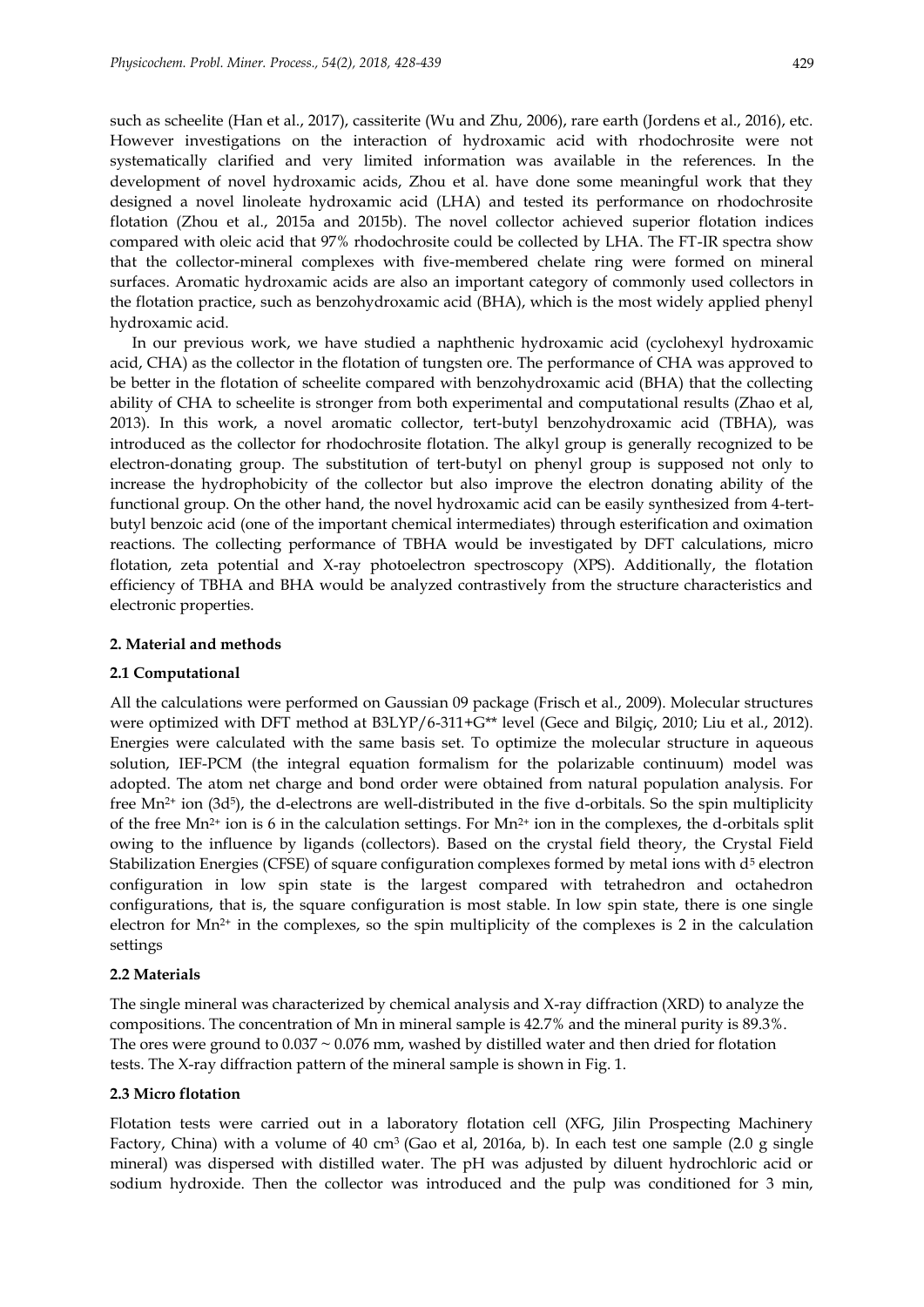such as scheelite (Han et al., 2017), cassiterite (Wu and Zhu, 2006), rare earth (Jordens et al., 2016), etc. However investigations on the interaction of hydroxamic acid with rhodochrosite were not systematically clarified and very limited information was available in the references. In the development of novel hydroxamic acids, Zhou et al. have done some meaningful work that they designed a novel linoleate hydroxamic acid (LHA) and tested its performance on rhodochrosite flotation (Zhou et al., 2015a and 2015b). The novel collector achieved superior flotation indices compared with oleic acid that 97% rhodochrosite could be collected by LHA. The FT-IR spectra show that the collector-mineral complexes with five-membered chelate ring were formed on mineral surfaces. Aromatic hydroxamic acids are also an important category of commonly used collectors in the flotation practice, such as benzohydroxamic acid (BHA), which is the most widely applied phenyl hydroxamic acid.

In our previous work, we have studied a naphthenic hydroxamic acid (cyclohexyl hydroxamic acid, CHA) as the collector in the flotation of tungsten ore. The performance of CHA was approved to be better in the flotation of scheelite compared with benzohydroxamic acid (BHA) that the collecting ability of CHA to scheelite is stronger from both experimental and computational results (Zhao et al, 2013). In this work, a novel aromatic collector, tert-butyl benzohydroxamic acid (TBHA), was introduced as the collector for rhodochrosite flotation. The alkyl group is generally recognized to be electron-donating group. The substitution of tert-butyl on phenyl group is supposed not only to increase the hydrophobicity of the collector but also improve the electron donating ability of the functional group. On the other hand, the novel hydroxamic acid can be easily synthesized from 4-tert-butyl benzoic acid (one of the important chemical intermediates) through esterification and oximation reactions. The collecting performance of TBHA would be investigated by DFT calculations, micro flotation, zeta potential and X-ray photoelectron spectroscopy (XPS). Additionally, the flotation efficiency of TBHA and BHA would be analyzed contrastively from the structure characteristics and electronic properties.

## 2. Material and methods

### 2.1 Computational

All the calculations were performed on Gaussian 09 package (Frisch et al., 2009). Molecular structures were optimized with DFT method at B3LYP/6-311+G** level (Gece and Bilgiç, 2010; Liu et al., 2012). Energies were calculated with the same basis set. To optimize the molecular structure in aqueous solution, IEF-PCM (the integral equation formalism for the polarizable continuum) model was adopted. The atom net charge and bond order were obtained from natural population analysis. For free $Mn^{2+}$ ion ($3d^5$), the d-electrons are well-distributed in the five d-orbitals. So the spin multiplicity of the free $Mn^{2+}$ ion is 6 in the calculation settings. For $Mn^{2+}$ ion in the complexes, the d-orbitals split owing to the influence by ligands (collectors). Based on the crystal field theory, the Crystal Field Stabilization Energies (CFSE) of square configuration complexes formed by metal ions with $d^5$ electron configuration in low spin state is the largest compared with tetrahedron and octahedron configurations, that is, the square configuration is most stable. In low spin state, there is one single electron for $Mn^{2+}$ in the complexes, so the spin multiplicity of the complexes is 2 in the calculation settings

### 2.2 Materials

The single mineral was characterized by chemical analysis and X-ray diffraction (XRD) to analyze the compositions. The concentration of Mn in mineral sample is 42.7% and the mineral purity is 89.3%. The ores were ground to 0.037 ~ 0.076 mm, washed by distilled water and then dried for flotation tests. The X-ray diffraction pattern of the mineral sample is shown in Fig. 1.

### 2.3 Micro flotation

Flotation tests were carried out in a laboratory flotation cell (XFG, Jilin Prospecting Machinery Factory, China) with a volume of 40 $cm^3$ (Gao et al, 2016a, b). In each test one sample (2.0 g single mineral) was dispersed with distilled water. The pH was adjusted by diluent hydrochloric acid or sodium hydroxide. Then the collector was introduced and the pulp was conditioned for 3 min,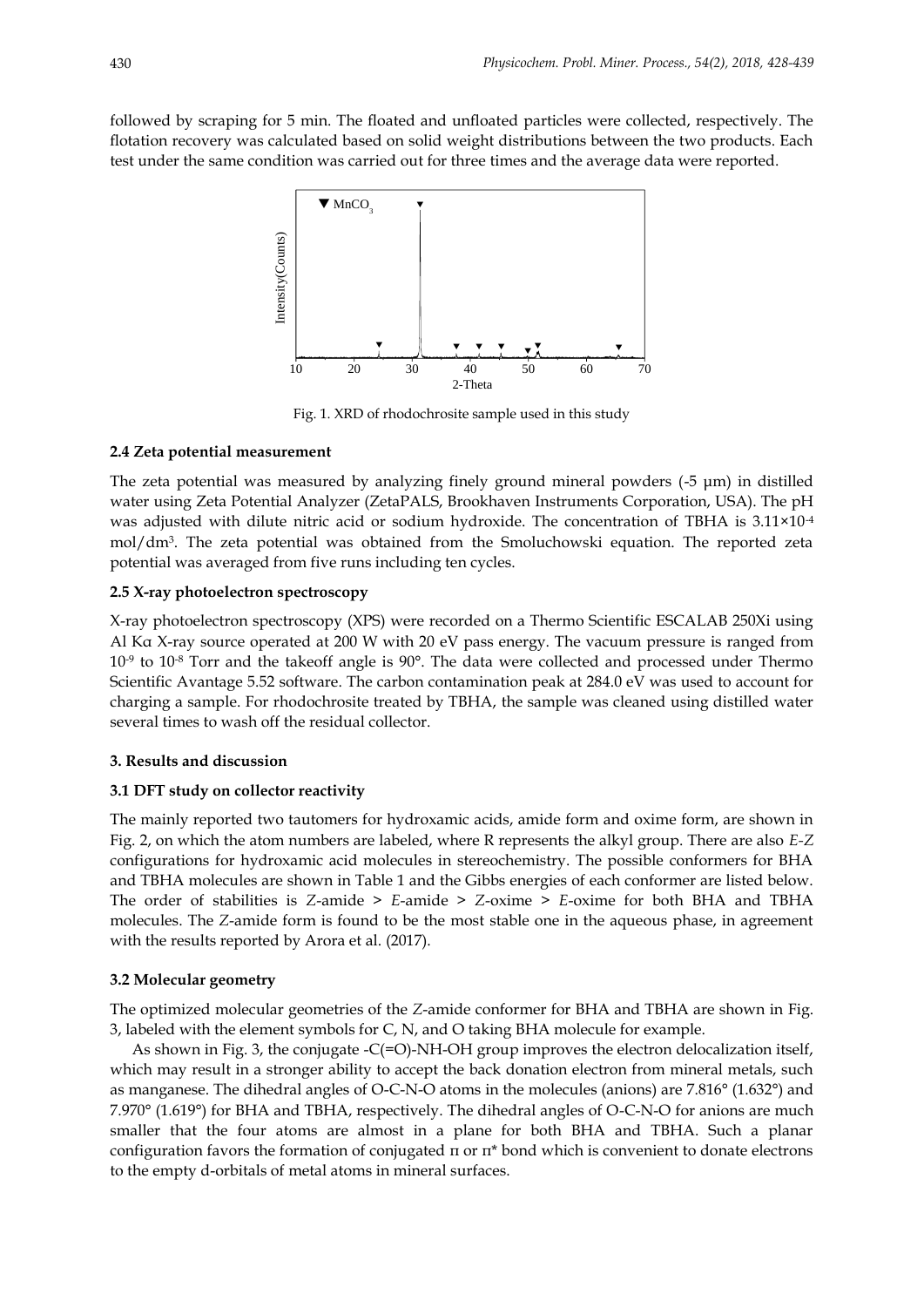followed by scraping for 5 min. The floated and unfloated particles were collected, respectively. The flotation recovery was calculated based on solid weight distributions between the two products. Each test under the same condition was carried out for three times and the average data were reported.

Fig. 1. XRD of rhodochrosite sample used in this study

### 2.4 Zeta potential measurement

The zeta potential was measured by analyzing finely ground mineral powders (-5 μm) in distilled water using Zeta Potential Analyzer (ZetaPALS, Brookhaven Instruments Corporation, USA). The pH was adjusted with dilute nitric acid or sodium hydroxide. The concentration of TBHA is $3.11\times10^{-4}$ mol/dm$^3$. The zeta potential was obtained from the Smoluchowski equation. The reported zeta potential was averaged from five runs including ten cycles.

### 2.5 X-ray photoelectron spectroscopy

X-ray photoelectron spectroscopy (XPS) were recorded on a Thermo Scientific ESCALAB 250Xi using Al Kα X-ray source operated at 200 W with 20 eV pass energy. The vacuum pressure is ranged from $10^{-9}$ to $10^{-8}$ Torr and the takeoff angle is 90°. The data were collected and processed under Thermo Scientific Avantage 5.52 software. The carbon contamination peak at 284.0 eV was used to account for charging a sample. For rhodochrosite treated by TBHA, the sample was cleaned using distilled water several times to wash off the residual collector.

## 3. Results and discussion

### 3.1 DFT study on collector reactivity

The mainly reported two tautomers for hydroxamic acids, amide form and oxime form, are shown in Fig. 2, on which the atom numbers are labeled, where R represents the alkyl group. There are also *E-Z* configurations for hydroxamic acid molecules in stereochemistry. The possible conformers for BHA and TBHA molecules are shown in Table 1 and the Gibbs energies of each conformer are listed below. The order of stabilities is *Z*-amide > *E*-amide > *Z*-oxime > *E*-oxime for both BHA and TBHA molecules. The *Z*-amide form is found to be the most stable one in the aqueous phase, in agreement with the results reported by Arora et al. (2017).

### 3.2 Molecular geometry

The optimized molecular geometries of the *Z*-amide conformer for BHA and TBHA are shown in Fig. 3, labeled with the element symbols for C, N, and O taking BHA molecule for example.

As shown in Fig. 3, the conjugate -C(=O)-NH-OH group improves the electron delocalization itself, which may result in a stronger ability to accept the back donation electron from mineral metals, such as manganese. The dihedral angles of O-C-N-O atoms in the molecules (anions) are 7.816° (1.632°) and 7.970° (1.619°) for BHA and TBHA, respectively. The dihedral angles of O-C-N-O for anions are much smaller that the four atoms are almost in a plane for both BHA and TBHA. Such a planar configuration favors the formation of conjugated π or π* bond which is convenient to donate electrons to the empty d-orbitals of metal atoms in mineral surfaces.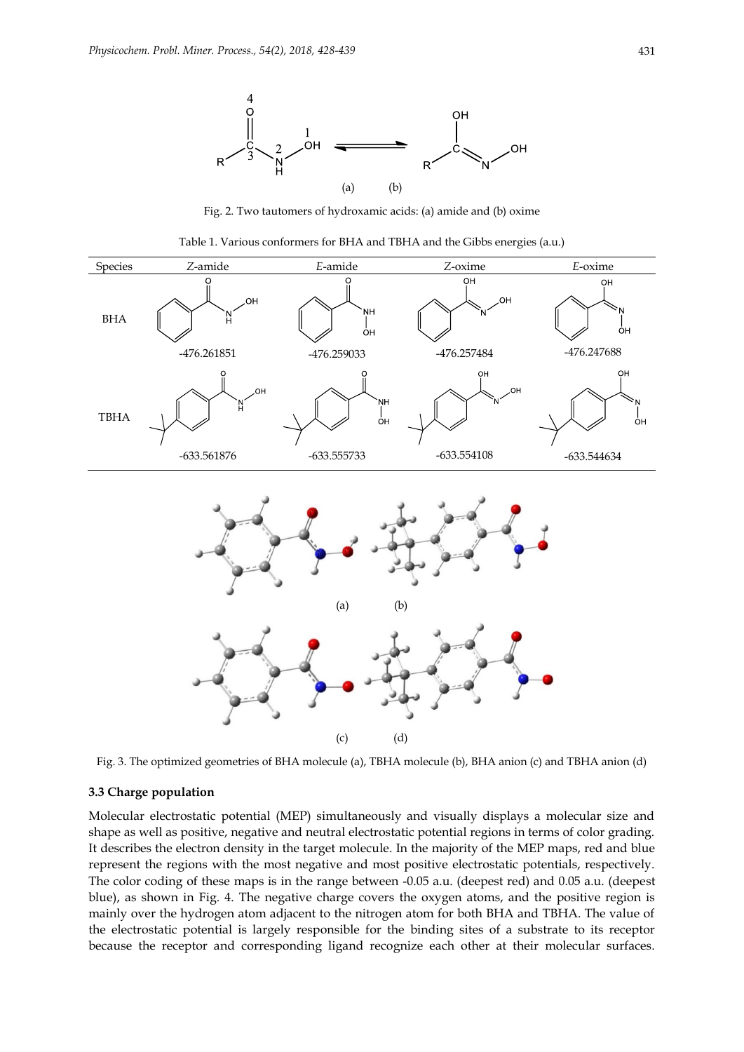Fig. 2. Two tautomers of hydroxamic acids: (a) amide and (b) oxime

Table 1. Various conformers for BHA and TBHA and the Gibbs energies (a.u.)

| Species | *Z*-amide | *E*-amide | *Z*-oxime | *E*-oxime |
|---|---|---|---|---|
| BHA | -476.261851 | -476.259033 | -476.257484 | -476.247688 |
| TBHA | -633.561876 | -633.555733 | -633.554108 | -633.544634 |

Fig. 3. The optimized geometries of BHA molecule (a), TBHA molecule (b), BHA anion (c) and TBHA anion (d)

### 3.3 Charge population

Molecular electrostatic potential (MEP) simultaneously and visually displays a molecular size and shape as well as positive, negative and neutral electrostatic potential regions in terms of color grading. It describes the electron density in the target molecule. In the majority of the MEP maps, red and blue represent the regions with the most negative and most positive electrostatic potentials, respectively. The color coding of these maps is in the range between -0.05 a.u. (deepest red) and 0.05 a.u. (deepest blue), as shown in Fig. 4. The negative charge covers the oxygen atoms, and the positive region is mainly over the hydrogen atom adjacent to the nitrogen atom for both BHA and TBHA. The value of the electrostatic potential is largely responsible for the binding sites of a substrate to its receptor because the receptor and corresponding ligand recognize each other at their molecular surfaces.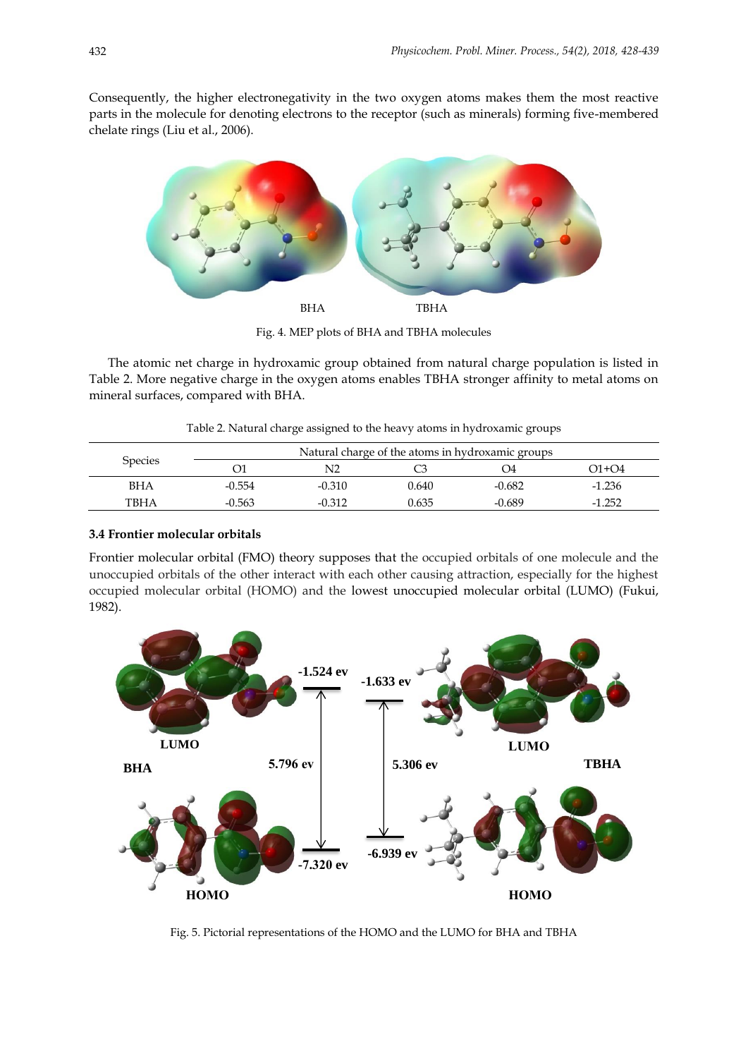Consequently, the higher electronegativity in the two oxygen atoms makes them the most reactive parts in the molecule for denoting electrons to the receptor (such as minerals) forming five-membered chelate rings (Liu et al., 2006).

Fig. 4. MEP plots of BHA and TBHA molecules

The atomic net charge in hydroxamic group obtained from natural charge population is listed in Table 2. More negative charge in the oxygen atoms enables TBHA stronger affinity to metal atoms on mineral surfaces, compared with BHA.

Table 2. Natural charge assigned to the heavy atoms in hydroxamic groups

| Species | Natural charge of the atoms in hydroxamic groups | | | | |
|---|---|---|---|---|---|
| | O1 | N2 | C3 | O4 | O1+O4 |
| BHA | -0.554 | -0.310 | 0.640 | -0.682 | -1.236 |
| TBHA | -0.563 | -0.312 | 0.635 | -0.689 | -1.252 |

### 3.4 Frontier molecular orbitals

Frontier molecular orbital (FMO) theory supposes that the occupied orbitals of one molecule and the unoccupied orbitals of the other interact with each other causing attraction, especially for the highest occupied molecular orbital (HOMO) and the lowest unoccupied molecular orbital (LUMO) (Fukui, 1982).

Fig. 5. Pictorial representations of the HOMO and the LUMO for BHA and TBHA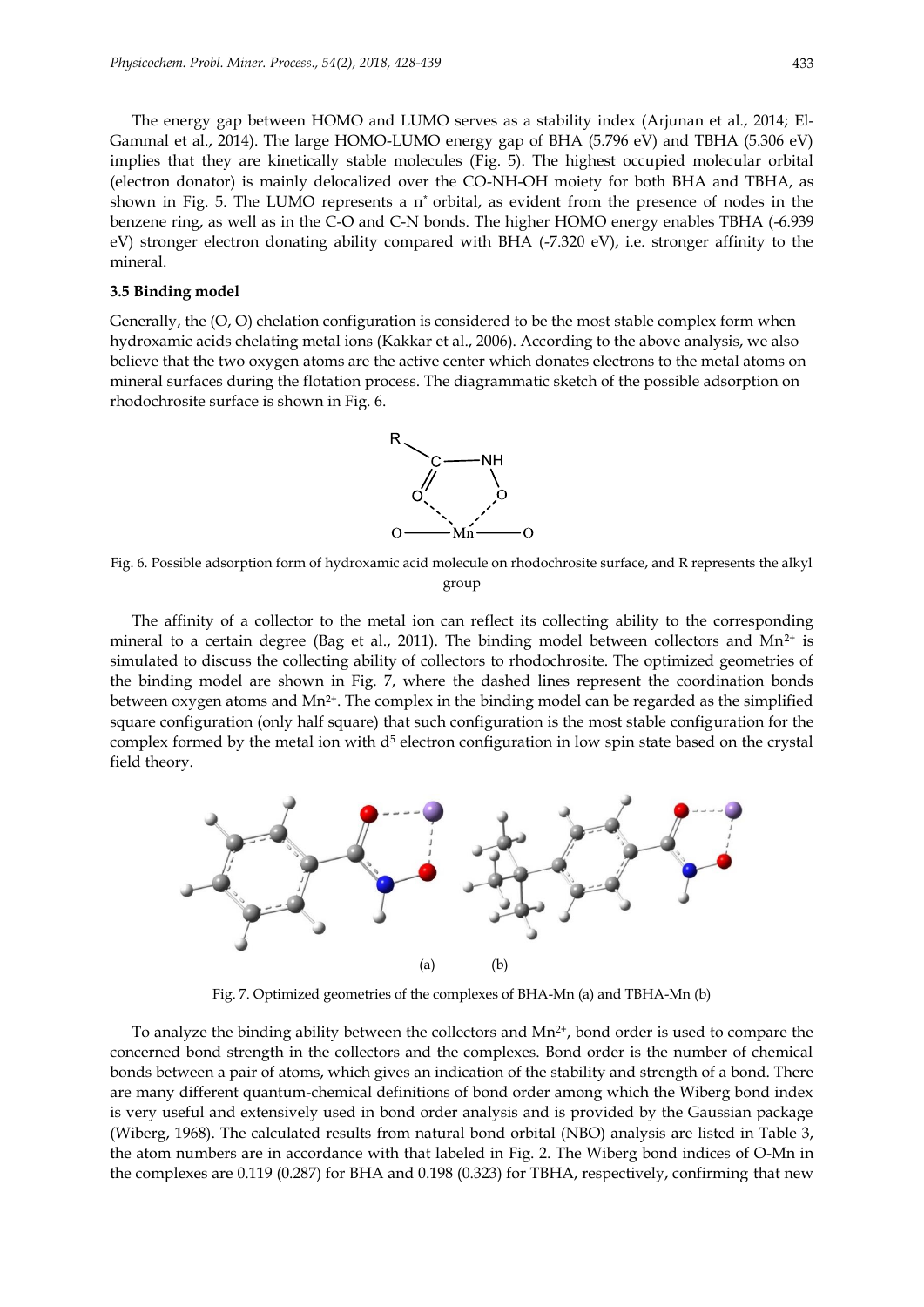The energy gap between HOMO and LUMO serves as a stability index (Arjunan et al., 2014; El-Gammal et al., 2014). The large HOMO-LUMO energy gap of BHA (5.796 eV) and TBHA (5.306 eV) implies that they are kinetically stable molecules (Fig. 5). The highest occupied molecular orbital (electron donator) is mainly delocalized over the CO-NH-OH moiety for both BHA and TBHA, as shown in Fig. 5. The LUMO represents a $\pi^*$ orbital, as evident from the presence of nodes in the benzene ring, as well as in the C-O and C-N bonds. The higher HOMO energy enables TBHA (-6.939 eV) stronger electron donating ability compared with BHA (-7.320 eV), i.e. stronger affinity to the mineral.

### 3.5 Binding model

Generally, the (O, O) chelation configuration is considered to be the most stable complex form when hydroxamic acids chelating metal ions (Kakkar et al., 2006). According to the above analysis, we also believe that the two oxygen atoms are the active center which donates electrons to the metal atoms on mineral surfaces during the flotation process. The diagrammatic sketch of the possible adsorption on rhodochrosite surface is shown in Fig. 6.

Fig. 6. Possible adsorption form of hydroxamic acid molecule on rhodochrosite surface, and R represents the alkyl group

The affinity of a collector to the metal ion can reflect its collecting ability to the corresponding mineral to a certain degree (Bag et al., 2011). The binding model between collectors and $Mn^{2+}$ is simulated to discuss the collecting ability of collectors to rhodochrosite. The optimized geometries of the binding model are shown in Fig. 7, where the dashed lines represent the coordination bonds between oxygen atoms and $Mn^{2+}$. The complex in the binding model can be regarded as the simplified square configuration (only half square) that such configuration is the most stable configuration for the complex formed by the metal ion with $d^5$ electron configuration in low spin state based on the crystal field theory.

Fig. 7. Optimized geometries of the complexes of BHA-Mn (a) and TBHA-Mn (b)

To analyze the binding ability between the collectors and $Mn^{2+}$, bond order is used to compare the concerned bond strength in the collectors and the complexes. Bond order is the number of chemical bonds between a pair of atoms, which gives an indication of the stability and strength of a bond. There are many different quantum-chemical definitions of bond order among which the Wiberg bond index is very useful and extensively used in bond order analysis and is provided by the Gaussian package (Wiberg, 1968). The calculated results from natural bond orbital (NBO) analysis are listed in Table 3, the atom numbers are in accordance with that labeled in Fig. 2. The Wiberg bond indices of O-Mn in the complexes are 0.119 (0.287) for BHA and 0.198 (0.323) for TBHA, respectively, confirming that new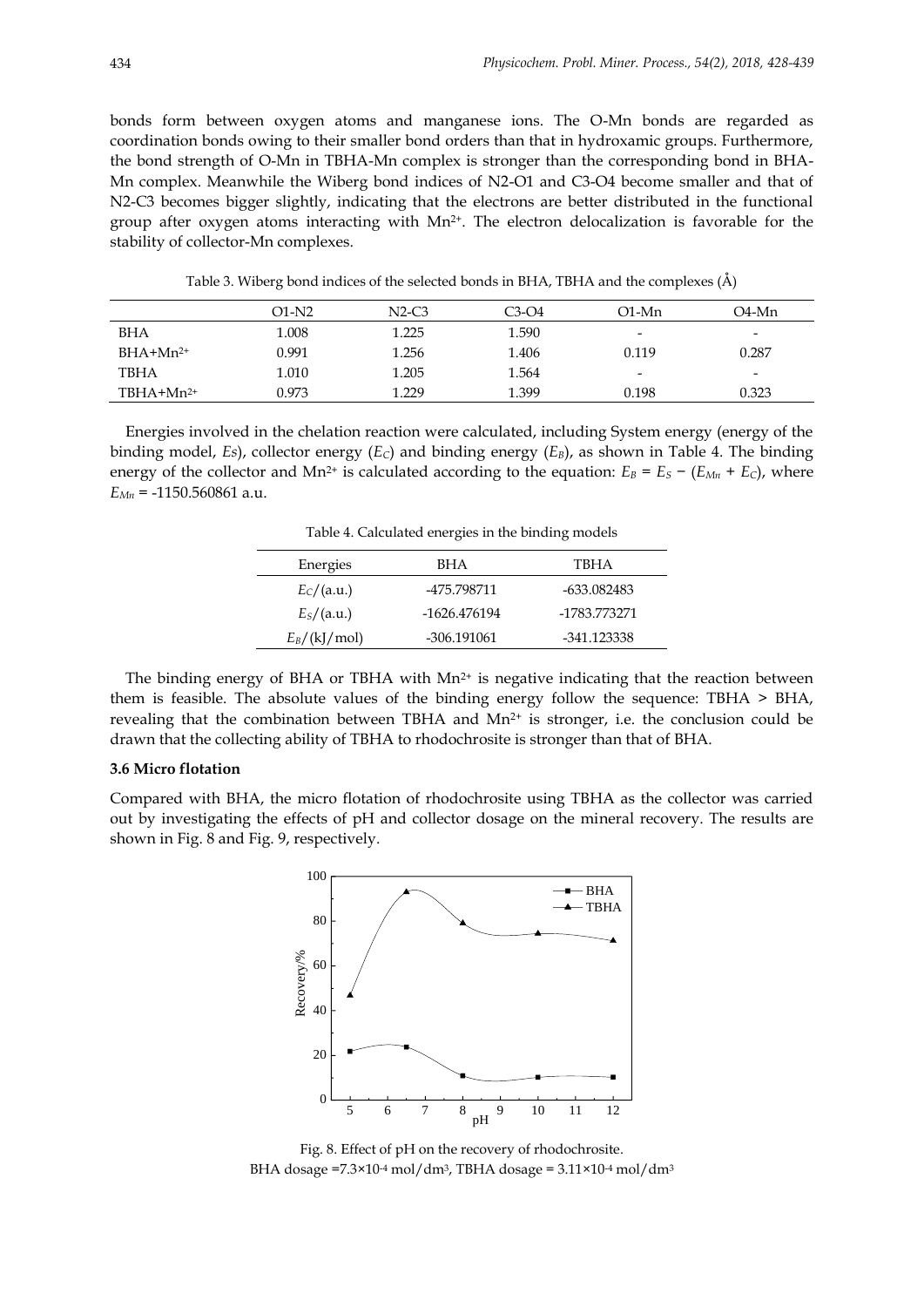bonds form between oxygen atoms and manganese ions. The O-Mn bonds are regarded as coordination bonds owing to their smaller bond orders than that in hydroxamic groups. Furthermore, the bond strength of O-Mn in TBHA-Mn complex is stronger than the corresponding bond in BHA-Mn complex. Meanwhile the Wiberg bond indices of N2-O1 and C3-O4 become smaller and that of N2-C3 becomes bigger slightly, indicating that the electrons are better distributed in the functional group after oxygen atoms interacting with $Mn^{2+}$. The electron delocalization is favorable for the stability of collector-Mn complexes.

Table 3. Wiberg bond indices of the selected bonds in BHA, TBHA and the complexes (Å)

| | O1-N2 | N2-C3 | C3-O4 | O1-Mn | O4-Mn |
|---|---|---|---|---|---|
| BHA | 1.008 | 1.225 | 1.590 | - | - |
| BHA+$Mn^{2+}$ | 0.991 | 1.256 | 1.406 | 0.119 | 0.287 |
| TBHA | 1.010 | 1.205 | 1.564 | - | - |
| TBHA+$Mn^{2+}$ | 0.973 | 1.229 | 1.399 | 0.198 | 0.323 |

Energies involved in the chelation reaction were calculated, including System energy (energy of the binding model, $E_S$), collector energy ($E_C$) and binding energy ($E_B$), as shown in Table 4. The binding energy of the collector and $Mn^{2+}$ is calculated according to the equation: $E_B = E_S - (E_{Mn} + E_C)$, where $E_{Mn}$ = -1150.560861 a.u.

Table 4. Calculated energies in the binding models

| Energies | BHA | TBHA |
|---|---|---|
| $E_C$/(a.u.) | -475.798711 | -633.082483 |
| $E_S$/(a.u.) | -1626.476194 | -1783.773271 |
| $E_B$/(kJ/mol) | -306.191061 | -341.123338 |

The binding energy of BHA or TBHA with $Mn^{2+}$ is negative indicating that the reaction between them is feasible. The absolute values of the binding energy follow the sequence: TBHA > BHA, revealing that the combination between TBHA and $Mn^{2+}$ is stronger, i.e. the conclusion could be drawn that the collecting ability of TBHA to rhodochrosite is stronger than that of BHA.

### 3.6 Micro flotation

Compared with BHA, the micro flotation of rhodochrosite using TBHA as the collector was carried out by investigating the effects of pH and collector dosage on the mineral recovery. The results are shown in Fig. 8 and Fig. 9, respectively.

Fig. 8. Effect of pH on the recovery of rhodochrosite.
BHA dosage =$7.3\times10^{-4}$ mol/dm$^3$, TBHA dosage = $3.11\times10^{-4}$ mol/dm$^3$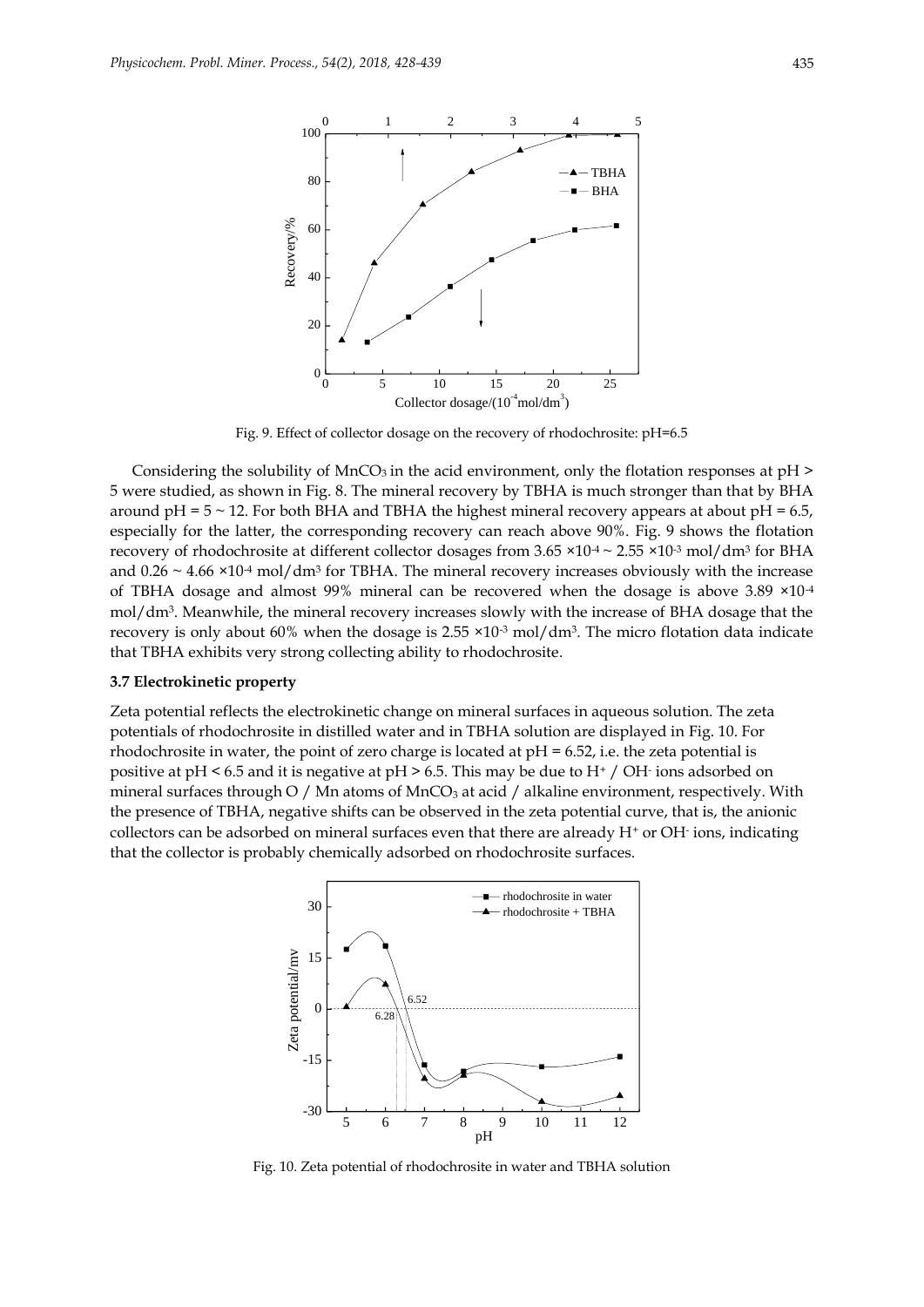Fig. 9. Effect of collector dosage on the recovery of rhodochrosite: pH=6.5

Considering the solubility of $MnCO_3$ in the acid environment, only the flotation responses at pH > 5 were studied, as shown in Fig. 8. The mineral recovery by TBHA is much stronger than that by BHA around pH = 5 ~ 12. For both BHA and TBHA the highest mineral recovery appears at about pH = 6.5, especially for the latter, the corresponding recovery can reach above 90%. Fig. 9 shows the flotation recovery of rhodochrosite at different collector dosages from $3.65 \times 10^{-4} \sim 2.55 \times 10^{-3}$ mol/dm$^3$ for BHA and $0.26 \sim 4.66 \times 10^{-4}$ mol/dm$^3$ for TBHA. The mineral recovery increases obviously with the increase of TBHA dosage and almost 99% mineral can be recovered when the dosage is above $3.89 \times 10^{-4}$ mol/dm$^3$. Meanwhile, the mineral recovery increases slowly with the increase of BHA dosage that the recovery is only about 60% when the dosage is $2.55 \times 10^{-3}$ mol/dm$^3$. The micro flotation data indicate that TBHA exhibits very strong collecting ability to rhodochrosite.

### 3.7 Electrokinetic property

Zeta potential reflects the electrokinetic change on mineral surfaces in aqueous solution. The zeta potentials of rhodochrosite in distilled water and in TBHA solution are displayed in Fig. 10. For rhodochrosite in water, the point of zero charge is located at pH = 6.52, i.e. the zeta potential is positive at pH < 6.5 and it is negative at pH > 6.5. This may be due to $H^+$ / $OH^-$ ions adsorbed on mineral surfaces through O / Mn atoms of $MnCO_3$ at acid / alkaline environment, respectively. With the presence of TBHA, negative shifts can be observed in the zeta potential curve, that is, the anionic collectors can be adsorbed on mineral surfaces even that there are already $H^+$ or $OH^-$ ions, indicating that the collector is probably chemically adsorbed on rhodochrosite surfaces.

Fig. 10. Zeta potential of rhodochrosite in water and TBHA solution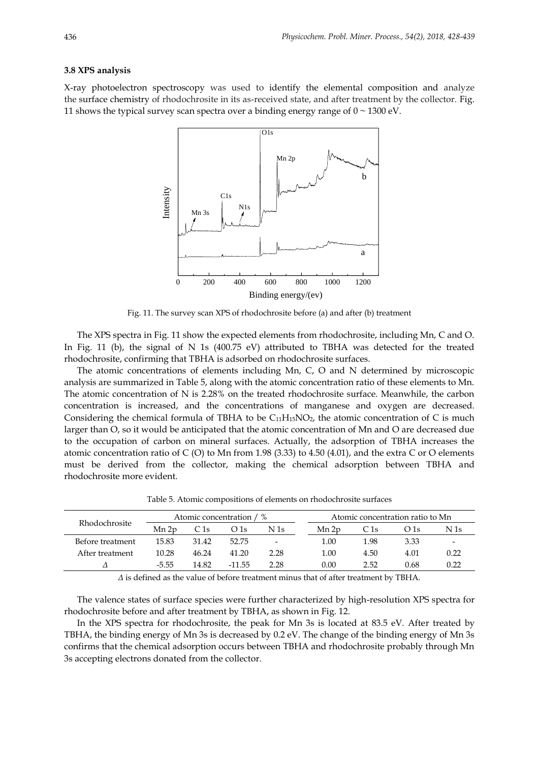### 3.8 XPS analysis

X-ray photoelectron spectroscopy was used to identify the elemental composition and analyze the surface chemistry of rhodochrosite in its as-received state, and after treatment by the collector. Fig. 11 shows the typical survey scan spectra over a binding energy range of 0 ~ 1300 eV.

Fig. 11. The survey scan XPS of rhodochrosite before (a) and after (b) treatment

The XPS spectra in Fig. 11 show the expected elements from rhodochrosite, including Mn, C and O. In Fig. 11 (b), the signal of N 1s (400.75 eV) attributed to TBHA was detected for the treated rhodochrosite, confirming that TBHA is adsorbed on rhodochrosite surfaces.

The atomic concentrations of elements including Mn, C, O and N determined by microscopic analysis are summarized in Table 5, along with the atomic concentration ratio of these elements to Mn. The atomic concentration of N is 2.28% on the treated rhodochrosite surface. Meanwhile, the carbon concentration is increased, and the concentrations of manganese and oxygen are decreased. Considering the chemical formula of TBHA to be $C_{11}H_{15}NO_2$, the atomic concentration of C is much larger than O, so it would be anticipated that the atomic concentration of Mn and O are decreased due to the occupation of carbon on mineral surfaces. Actually, the adsorption of TBHA increases the atomic concentration ratio of C (O) to Mn from 1.98 (3.33) to 4.50 (4.01), and the extra C or O elements must be derived from the collector, making the chemical adsorption between TBHA and rhodochrosite more evident.

Table 5. Atomic compositions of elements on rhodochrosite surfaces

| Rhodochrosite | Atomic concentration / % | | | | Atomic concentration ratio to Mn | | | |
|---|---|---|---|---|---|---|---|---|
| | Mn 2p | C 1s | O 1s | N 1s | Mn 2p | C 1s | O 1s | N 1s |
| Before treatment | 15.83 | 31.42 | 52.75 | - | 1.00 | 1.98 | 3.33 | - |
| After treatment | 10.28 | 46.24 | 41.20 | 2.28 | 1.00 | 4.50 | 4.01 | 0.22 |
| $\Delta$ | -5.55 | 14.82 | -11.55 | 2.28 | 0.00 | 2.52 | 0.68 | 0.22 |

$\Delta$ is defined as the value of before treatment minus that of after treatment by TBHA.

The valence states of surface species were further characterized by high-resolution XPS spectra for rhodochrosite before and after treatment by TBHA, as shown in Fig. 12.

In the XPS spectra for rhodochrosite, the peak for Mn 3s is located at 83.5 eV. After treated by TBHA, the binding energy of Mn 3s is decreased by 0.2 eV. The change of the binding energy of Mn 3s confirms that the chemical adsorption occurs between TBHA and rhodochrosite probably through Mn 3s accepting electrons donated from the collector.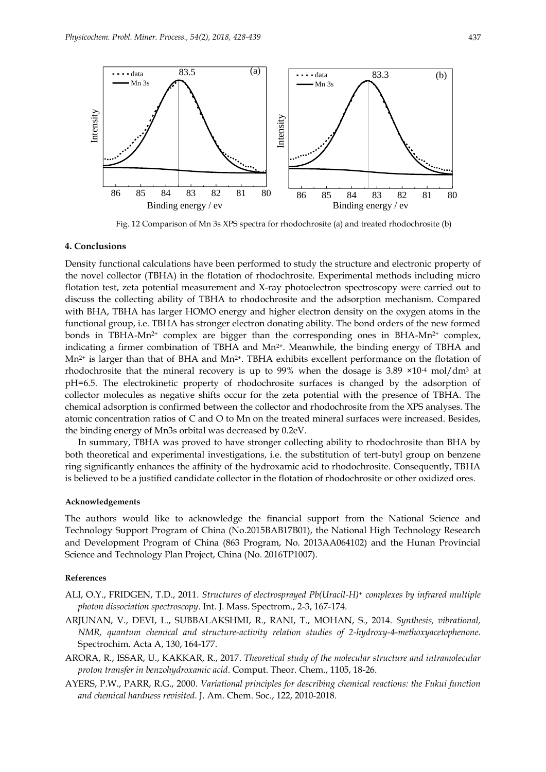Fig. 12 Comparison of Mn 3s XPS spectra for rhodochrosite (a) and treated rhodochrosite (b)

## 4. Conclusions

Density functional calculations have been performed to study the structure and electronic property of the novel collector (TBHA) in the flotation of rhodochrosite. Experimental methods including micro flotation test, zeta potential measurement and X-ray photoelectron spectroscopy were carried out to discuss the collecting ability of TBHA to rhodochrosite and the adsorption mechanism. Compared with BHA, TBHA has larger HOMO energy and higher electron density on the oxygen atoms in the functional group, i.e. TBHA has stronger electron donating ability. The bond orders of the new formed bonds in TBHA-$Mn^{2+}$ complex are bigger than the corresponding ones in BHA-$Mn^{2+}$ complex, indicating a firmer combination of TBHA and $Mn^{2+}$. Meanwhile, the binding energy of TBHA and $Mn^{2+}$ is larger than that of BHA and $Mn^{2+}$. TBHA exhibits excellent performance on the flotation of rhodochrosite that the mineral recovery is up to 99% when the dosage is $3.89 \times 10^{-4}$ mol/dm$^3$ at pH=6.5. The electrokinetic property of rhodochrosite surfaces is changed by the adsorption of collector molecules as negative shifts occur for the zeta potential with the presence of TBHA. The chemical adsorption is confirmed between the collector and rhodochrosite from the XPS analyses. The atomic concentration ratios of C and O to Mn on the treated mineral surfaces were increased. Besides, the binding energy of Mn3s orbital was decreased by 0.2eV.

In summary, TBHA was proved to have stronger collecting ability to rhodochrosite than BHA by both theoretical and experimental investigations, i.e. the substitution of tert-butyl group on benzene ring significantly enhances the affinity of the hydroxamic acid to rhodochrosite. Consequently, TBHA is believed to be a justified candidate collector in the flotation of rhodochrosite or other oxidized ores.

#### Acknowledgements

The authors would like to acknowledge the financial support from the National Science and Technology Support Program of China (No.2015BAB17B01), the National High Technology Research and Development Program of China (863 Program, No. 2013AA064102) and the Hunan Provincial Science and Technology Plan Project, China (No. 2016TP1007).

#### References

ALI, O.Y., FRIDGEN, T.D., 2011. *Structures of electrosprayed Pb(Uracil-H)$^+$ complexes by infrared multiple photon dissociation spectroscopy*. Int. J. Mass. Spectrom., 2-3, 167-174.

ARJUNAN, V., DEVI, L., SUBBALAKSHMI, R., RANI, T., MOHAN, S., 2014. *Synthesis, vibrational, NMR, quantum chemical and structure-activity relation studies of 2-hydroxy-4-methoxyacetophenone*. Spectrochim. Acta A, 130, 164-177.

ARORA, R., ISSAR, U., KAKKAR, R., 2017. *Theoretical study of the molecular structure and intramolecular proton transfer in benzohydroxamic acid*. Comput. Theor. Chem., 1105, 18-26.

AYERS, P.W., PARR, R.G., 2000. *Variational principles for describing chemical reactions: the Fukui function and chemical hardness revisited*. J. Am. Chem. Soc., 122, 2010-2018.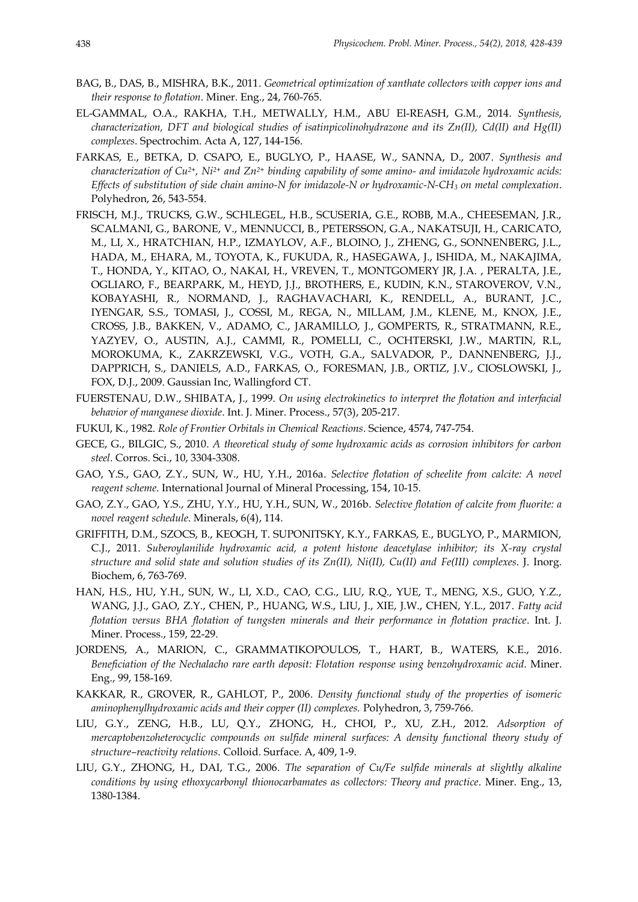BAG, B., DAS, B., MISHRA, B.K., 2011. *Geometrical optimization of xanthate collectors with copper ions and their response to flotation*. Miner. Eng., 24, 760-765.

EL-GAMMAL, O.A., RAKHA, T.H., METWALLY, H.M., ABU El-REASH, G.M., 2014. *Synthesis, characterization, DFT and biological studies of isatinpicolinohydrazone and its Zn(II), Cd(II) and Hg(II) complexes*. Spectrochim. Acta A, 127, 144-156.

FARKAS, E., BETKA, D. CSAPO, E., BUGLYO, P., HAASE, W., SANNA, D., 2007. *Synthesis and characterization of $Cu^{2+}$, $Ni^{2+}$ and $Zn^{2+}$ binding capability of some amino- and imidazole hydroxamic acids: Effects of substitution of side chain amino-N for imidazole-N or hydroxamic-N-$CH_3$ on metal complexation*. Polyhedron, 26, 543-554.

FRISCH, M.J., TRUCKS, G.W., SCHLEGEL, H.B., SCUSERIA, G.E., ROBB, M.A., CHEESEMAN, J.R., SCALMANI, G., BARONE, V., MENNUCCI, B., PETERSSON, G.A., NAKATSUJI, H., CARICATO, M., LI, X., HRATCHIAN, H.P., IZMAYLOV, A.F., BLOINO, J., ZHENG, G., SONNENBERG, J.L., HADA, M., EHARA, M., TOYOTA, K., FUKUDA, R., HASEGAWA, J., ISHIDA, M., NAKAJIMA, T., HONDA, Y., KITAO, O., NAKAI, H., VREVEN, T., MONTGOMERY JR, J.A. , PERALTA, J.E., OGLIARO, F., BEARPARK, M., HEYD, J.J., BROTHERS, E., KUDIN, K.N., STAROVEROV, V.N., KOBAYASHI, R., NORMAND, J., RAGHAVACHARI, K., RENDELL, A., BURANT, J.C., IYENGAR, S.S., TOMASI, J., COSSI, M., REGA, N., MILLAM, J.M., KLENE, M., KNOX, J.E., CROSS, J.B., BAKKEN, V., ADAMO, C., JARAMILLO, J., GOMPERTS, R., STRATMANN, R.E., YAZYEV, O., AUSTIN, A.J., CAMMI, R., POMELLI, C., OCHTERSKI, J.W., MARTIN, R.L, MOROKUMA, K., ZAKRZEWSKI, V.G., VOTH, G.A., SALVADOR, P., DANNENBERG, J.J., DAPPRICH, S., DANIELS, A.D., FARKAS, O., FORESMAN, J.B., ORTIZ, J.V., CIOSLOWSKI, J., FOX, D.J., 2009. Gaussian Inc, Wallingford CT.

FUERSTENAU, D.W., SHIBATA, J., 1999. *On using electrokinetics to interpret the flotation and interfacial behavior of manganese dioxide*. Int. J. Miner. Process., 57(3), 205-217.

FUKUI, K., 1982. *Role of Frontier Orbitals in Chemical Reactions*. Science, 4574, 747-754.

GECE, G., BILGIC, S., 2010. *A theoretical study of some hydroxamic acids as corrosion inhibitors for carbon steel*. Corros. Sci., 10, 3304-3308.

GAO, Y.S., GAO, Z.Y., SUN, W., HU, Y.H., 2016a. *Selective flotation of scheelite from calcite: A novel reagent scheme*. International Journal of Mineral Processing, 154, 10-15.

GAO, Z.Y., GAO, Y.S., ZHU, Y.Y., HU, Y.H., SUN, W., 2016b. *Selective flotation of calcite from fluorite: a novel reagent schedule*. Minerals, 6(4), 114.

GRIFFITH, D.M., SZOCS, B., KEOGH, T. SUPONITSKY, K.Y., FARKAS, E., BUGLYO, P., MARMION, C.J., 2011. *Suberoylanilide hydroxamic acid, a potent histone deacetylase inhibitor; its X-ray crystal structure and solid state and solution studies of its Zn(II), Ni(II), Cu(II) and Fe(III) complexes*. J. Inorg. Biochem, 6, 763-769.

HAN, H.S., HU, Y.H., SUN, W., LI, X.D., CAO, C.G., LIU, R.Q., YUE, T., MENG, X.S., GUO, Y.Z., WANG, J.J., GAO, Z.Y., CHEN, P., HUANG, W.S., LIU, J., XIE, J.W., CHEN, Y.L., 2017. *Fatty acid flotation versus BHA flotation of tungsten minerals and their performance in flotation practice*. Int. J. Miner. Process., 159, 22-29.

JORDENS, A., MARION, C., GRAMMATIKOPOULOS, T., HART, B., WATERS, K.E., 2016. *Beneficiation of the Nechalacho rare earth deposit: Flotation response using benzohydroxamic acid*. Miner. Eng., 99, 158-169.

KAKKAR, R., GROVER, R., GAHLOT, P., 2006. *Density functional study of the properties of isomeric aminophenylhydroxamic acids and their copper (II) complexes.* Polyhedron, 3, 759-766.

LIU, G.Y., ZENG, H.B., LU, Q.Y., ZHONG, H., CHOI, P., XU, Z.H., 2012. *Adsorption of mercaptobenzoheterocyclic compounds on sulfide mineral surfaces: A density functional theory study of structure–reactivity relations*. Colloid. Surface. A, 409, 1-9.

LIU, G.Y., ZHONG, H., DAI, T.G., 2006. *The separation of Cu/Fe sulfide minerals at slightly alkaline conditions by using ethoxycarbonyl thionocarbamates as collectors: Theory and practice*. Miner. Eng., 13, 1380-1384.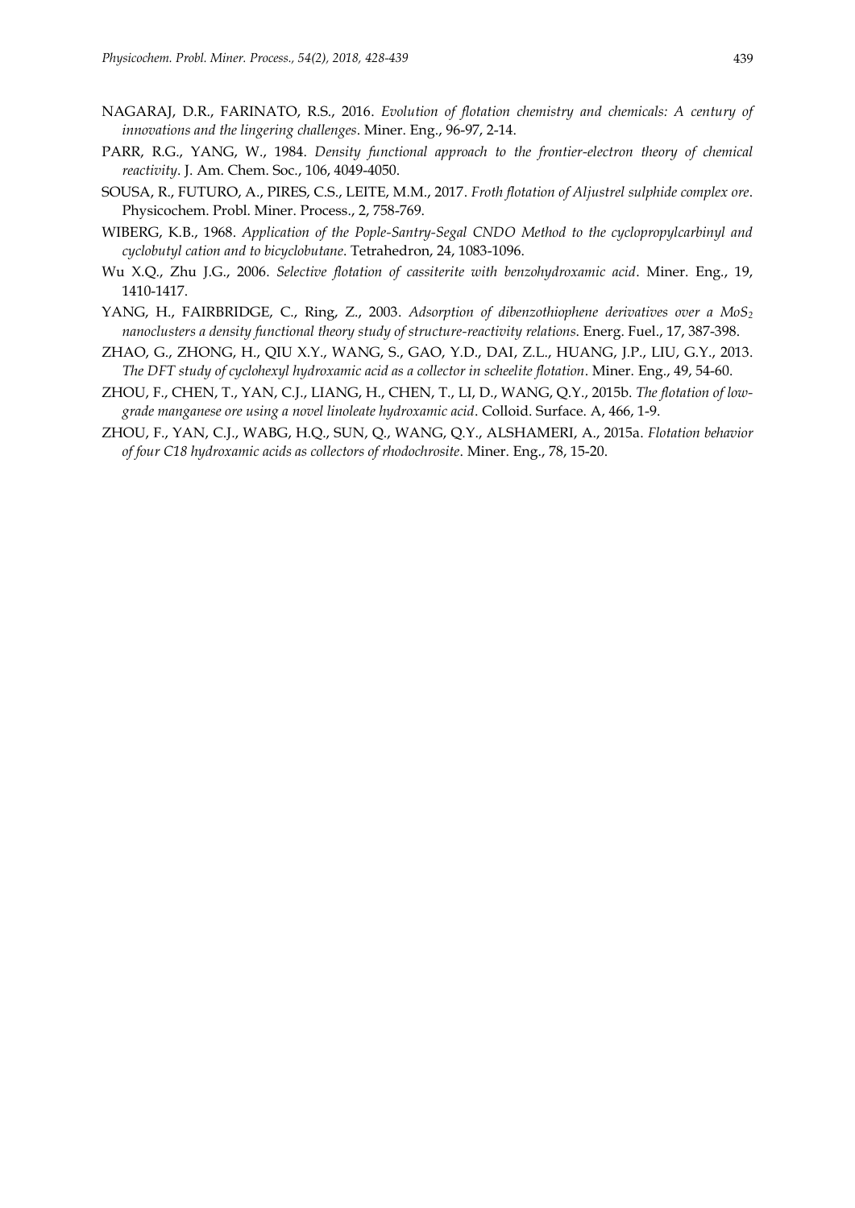NAGARAJ, D.R., FARINATO, R.S., 2016. *Evolution of flotation chemistry and chemicals: A century of innovations and the lingering challenges*. Miner. Eng., 96-97, 2-14.

PARR, R.G., YANG, W., 1984. *Density functional approach to the frontier-electron theory of chemical reactivity*. J. Am. Chem. Soc., 106, 4049-4050.

SOUSA, R., FUTURO, A., PIRES, C.S., LEITE, M.M., 2017. *Froth flotation of Aljustrel sulphide complex ore*. Physicochem. Probl. Miner. Process., 2, 758-769.

WIBERG, K.B., 1968. *Application of the Pople-Santry-Segal CNDO Method to the cyclopropylcarbinyl and cyclobutyl cation and to bicyclobutane*. Tetrahedron, 24, 1083-1096.

Wu X.Q., Zhu J.G., 2006. *Selective flotation of cassiterite with benzohydroxamic acid*. Miner. Eng., 19, 1410-1417.

YANG, H., FAIRBRIDGE, C., Ring, Z., 2003. *Adsorption of dibenzothiophene derivatives over a $MoS_2$ nanoclusters a density functional theory study of structure-reactivity relations*. Energ. Fuel., 17, 387-398.

ZHAO, G., ZHONG, H., QIU X.Y., WANG, S., GAO, Y.D., DAI, Z.L., HUANG, J.P., LIU, G.Y., 2013. *The DFT study of cyclohexyl hydroxamic acid as a collector in scheelite flotation*. Miner. Eng., 49, 54-60.

ZHOU, F., CHEN, T., YAN, C.J., LIANG, H., CHEN, T., LI, D., WANG, Q.Y., 2015b. *The flotation of low-grade manganese ore using a novel linoleate hydroxamic acid*. Colloid. Surface. A, 466, 1-9.

ZHOU, F., YAN, C.J., WABG, H.Q., SUN, Q., WANG, Q.Y., ALSHAMERI, A., 2015a. *Flotation behavior of four C18 hydroxamic acids as collectors of rhodochrosite*. Miner. Eng., 78, 15-20.